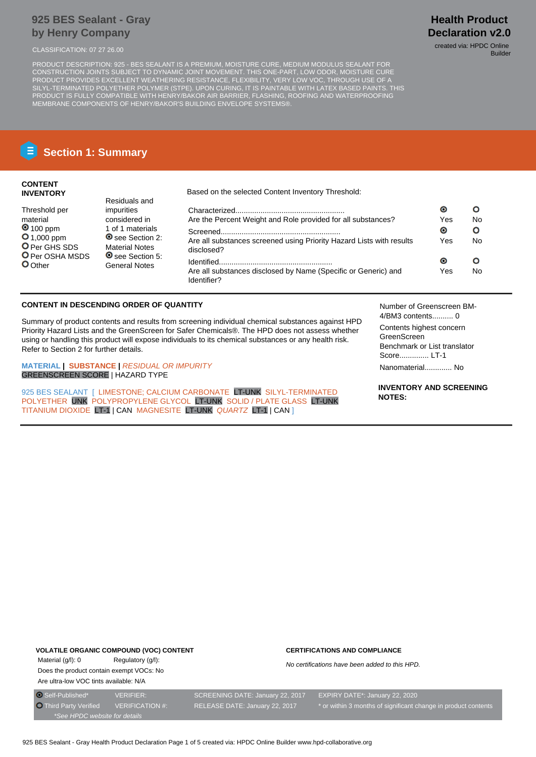# 925 BES Sealant - Gray
## by Henry Company

**Health Product Declaration v2.0**

created via: HPDC Online Builder

CLASSIFICATION: 07 27 26.00

PRODUCT DESCRIPTION: 925 - BES SEALANT IS A PREMIUM, MOISTURE CURE, MEDIUM MODULUS SEALANT FOR CONSTRUCTION JOINTS SUBJECT TO DYNAMIC JOINT MOVEMENT. THIS ONE-PART, LOW ODOR, MOISTURE CURE PRODUCT PROVIDES EXCELLENT WEATHERING RESISTANCE, FLEXIBILITY, VERY LOW VOC, THROUGH USE OF A SILYL-TERMINATED POLYETHER POLYMER (STPE). UPON CURING, IT IS PAINTABLE WITH LATEX BASED PAINTS. THIS PRODUCT IS FULLY COMPATIBLE WITH HENRY/BAKOR AIR BARRIER, FLASHING, ROOFING AND WATERPROOFING MEMBRANE COMPONENTS OF HENRY/BAKOR'S BUILDING ENVELOPE SYSTEMS®.

## Section 1: Summary

**CONTENT INVENTORY**

Threshold per material
- (●) 100 ppm
- ( ) 1,000 ppm
- ( ) Per GHS SDS
- ( ) Per OSHA MSDS
- ( ) Other

Residuals and impurities considered in 1 of 1 materials
- (●) see Section 2: Material Notes
- (●) see Section 5: General Notes

Based on the selected Content Inventory Threshold:

| | Yes | No |
|---|---|---|
| Characterized.................................................... Are the Percent Weight and Role provided for all substances? | (●) | ( ) |
| Screened......................................................... Are all substances screened using Priority Hazard Lists with results disclosed? | (●) | ( ) |
| Identified...................................................... Are all substances disclosed by Name (Specific or Generic) and Identifier? | (●) | ( ) |

**CONTENT IN DESCENDING ORDER OF QUANTITY**

Summary of product contents and results from screening individual chemical substances against HPD Priority Hazard Lists and the GreenScreen for Safer Chemicals®. The HPD does not assess whether using or handling this product will expose individuals to its chemical substances or any health risk. Refer to Section 2 for further details.

**MATERIAL** | **SUBSTANCE** | *RESIDUAL OR IMPURITY*
GREENSCREEN SCORE | HAZARD TYPE

925 BES SEALANT [ LIMESTONE; CALCIUM CARBONATE LT-UNK SILYL-TERMINATED POLYETHER UNK POLYPROPYLENE GLYCOL LT-UNK SOLID / PLATE GLASS LT-UNK TITANIUM DIOXIDE LT-1 | CAN MAGNESITE LT-UNK *QUARTZ* LT-1 | CAN ]

Number of Greenscreen BM-4/BM3 contents.......... 0

Contents highest concern GreenScreen Benchmark or List translator Score............. LT-1

Nanomaterial............ No

**INVENTORY AND SCREENING NOTES:**

**VOLATILE ORGANIC COMPOUND (VOC) CONTENT**

Material (g/l): 0 Regulatory (g/l):

Does the product contain exempt VOCs: No

Are ultra-low VOC tints available: N/A

**CERTIFICATIONS AND COMPLIANCE**

*No certifications have been added to this HPD.*

| (●) Self-Published* | VERIFIER: | SCREENING DATE: January 22, 2017 | EXPIRY DATE*: January 22, 2020 |
|---|---|---|---|
| ( ) Third Party Verified | VERIFICATION #: | RELEASE DATE: January 22, 2017 | * or within 3 months of significant change in product contents |

*\*See HPDC website for details*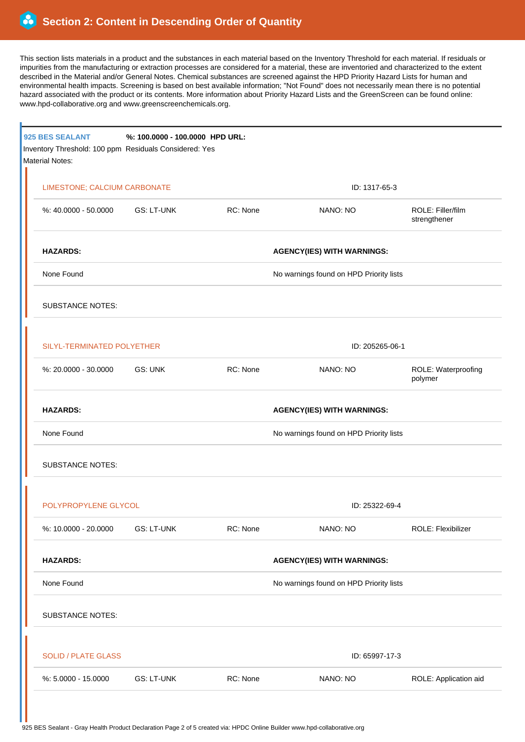## Section 2: Content in Descending Order of Quantity

This section lists materials in a product and the substances in each material based on the Inventory Threshold for each material. If residuals or impurities from the manufacturing or extraction processes are considered for a material, these are inventoried and characterized to the extent described in the Material and/or General Notes. Chemical substances are screened against the HPD Priority Hazard Lists for human and environmental health impacts. Screening is based on best available information; "Not Found" does not necessarily mean there is no potential hazard associated with the product or its contents. More information about Priority Hazard Lists and the GreenScreen can be found online: www.hpd-collaborative.org and www.greenscreenchemicals.org.

**925 BES SEALANT** **%: 100.0000 - 100.0000** **HPD URL:**

Inventory Threshold: 100 ppm Residuals Considered: Yes

Material Notes:

### LIMESTONE; CALCIUM CARBONATE

ID: 1317-65-3

| %: 40.0000 - 50.0000 | GS: LT-UNK | RC: None | NANO: NO | ROLE: Filler/film strengthener |
|---|---|---|---|---|

| HAZARDS: | AGENCY(IES) WITH WARNINGS: |
|---|---|
| None Found | No warnings found on HPD Priority lists |

SUBSTANCE NOTES:

### SILYL-TERMINATED POLYETHER

ID: 205265-06-1

| %: 20.0000 - 30.0000 | GS: UNK | RC: None | NANO: NO | ROLE: Waterproofing polymer |
|---|---|---|---|---|

| HAZARDS: | AGENCY(IES) WITH WARNINGS: |
|---|---|
| None Found | No warnings found on HPD Priority lists |

SUBSTANCE NOTES:

### POLYPROPYLENE GLYCOL

ID: 25322-69-4

| %: 10.0000 - 20.0000 | GS: LT-UNK | RC: None | NANO: NO | ROLE: Flexibilizer |
|---|---|---|---|---|

| HAZARDS: | AGENCY(IES) WITH WARNINGS: |
|---|---|
| None Found | No warnings found on HPD Priority lists |

SUBSTANCE NOTES:

### SOLID / PLATE GLASS

ID: 65997-17-3

| %: 5.0000 - 15.0000 | GS: LT-UNK | RC: None | NANO: NO | ROLE: Application aid |
|---|---|---|---|---|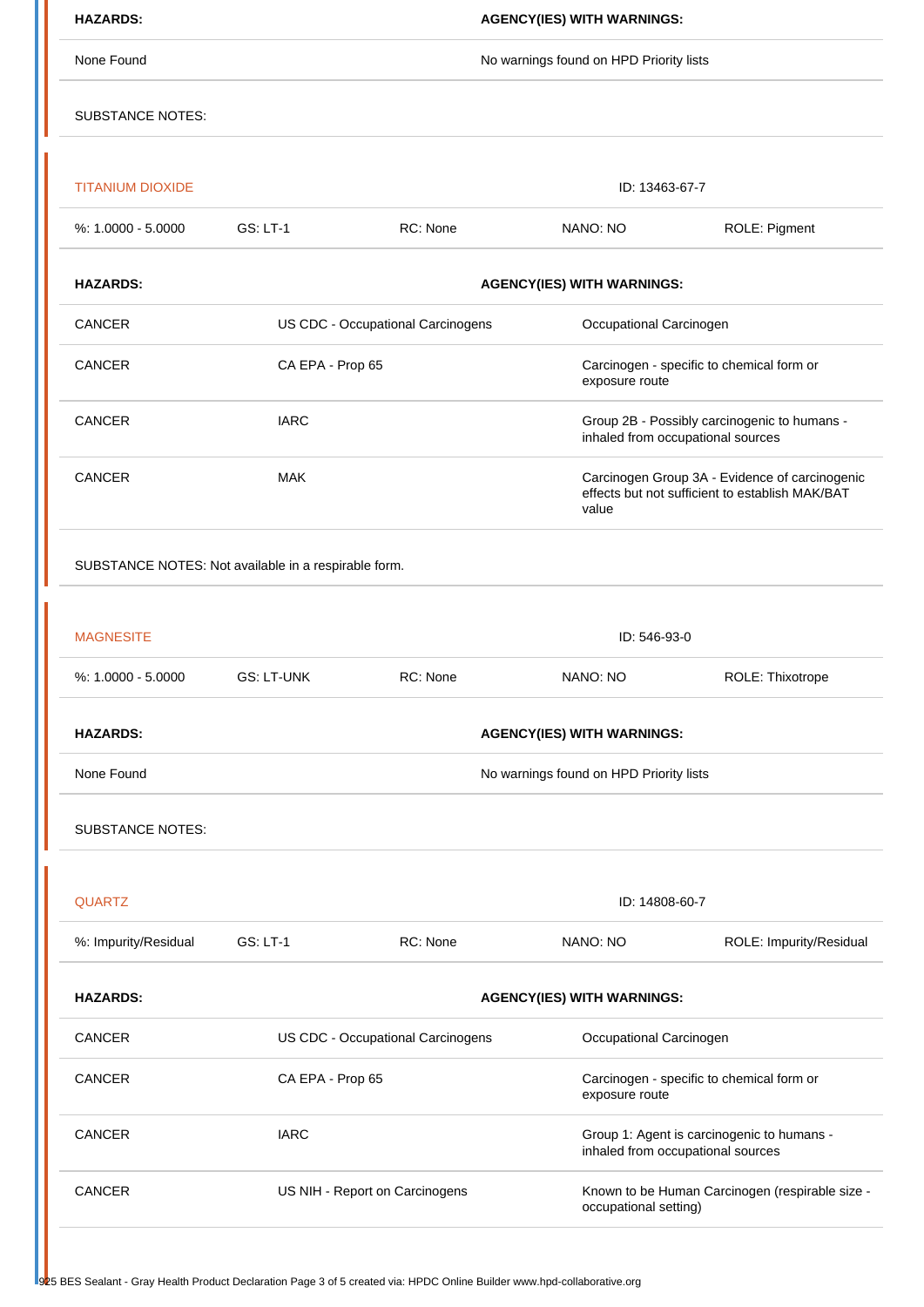| HAZARDS: | AGENCY(IES) WITH WARNINGS: |
|---|---|
| None Found | No warnings found on HPD Priority lists |

SUBSTANCE NOTES:

### TITANIUM DIOXIDE

ID: 13463-67-7

| %: 1.0000 - 5.0000 | GS: LT-1 | RC: None | NANO: NO | ROLE: Pigment |
|---|---|---|---|---|

| HAZARDS: | AGENCY(IES) WITH WARNINGS: | |
|---|---|---|
| CANCER | US CDC - Occupational Carcinogens | Occupational Carcinogen |
| CANCER | CA EPA - Prop 65 | Carcinogen - specific to chemical form or exposure route |
| CANCER | IARC | Group 2B - Possibly carcinogenic to humans - inhaled from occupational sources |
| CANCER | MAK | Carcinogen Group 3A - Evidence of carcinogenic effects but not sufficient to establish MAK/BAT value |

SUBSTANCE NOTES: Not available in a respirable form.

### MAGNESITE

ID: 546-93-0

| %: 1.0000 - 5.0000 | GS: LT-UNK | RC: None | NANO: NO | ROLE: Thixotrope |
|---|---|---|---|---|

| HAZARDS: | AGENCY(IES) WITH WARNINGS: |
|---|---|
| None Found | No warnings found on HPD Priority lists |

SUBSTANCE NOTES:

### QUARTZ

ID: 14808-60-7

| %: Impurity/Residual | GS: LT-1 | RC: None | NANO: NO | ROLE: Impurity/Residual |
|---|---|---|---|---|

| HAZARDS: | AGENCY(IES) WITH WARNINGS: | |
|---|---|---|
| CANCER | US CDC - Occupational Carcinogens | Occupational Carcinogen |
| CANCER | CA EPA - Prop 65 | Carcinogen - specific to chemical form or exposure route |
| CANCER | IARC | Group 1: Agent is carcinogenic to humans - inhaled from occupational sources |
| CANCER | US NIH - Report on Carcinogens | Known to be Human Carcinogen (respirable size - occupational setting) |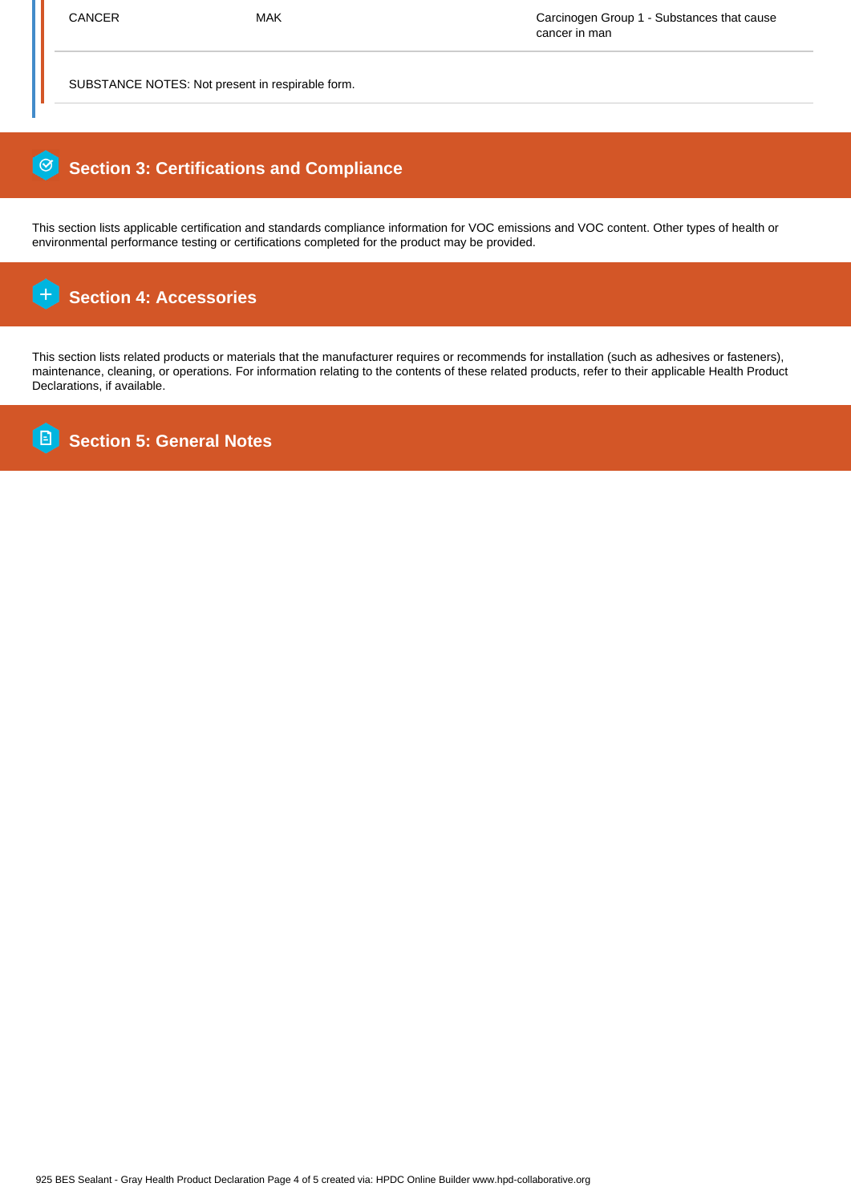| | | |
|---|---|---|
| CANCER | MAK | Carcinogen Group 1 - Substances that cause cancer in man |

SUBSTANCE NOTES: Not present in respirable form.

## Section 3: Certifications and Compliance

This section lists applicable certification and standards compliance information for VOC emissions and VOC content. Other types of health or environmental performance testing or certifications completed for the product may be provided.

## Section 4: Accessories

This section lists related products or materials that the manufacturer requires or recommends for installation (such as adhesives or fasteners), maintenance, cleaning, or operations. For information relating to the contents of these related products, refer to their applicable Health Product Declarations, if available.

## Section 5: General Notes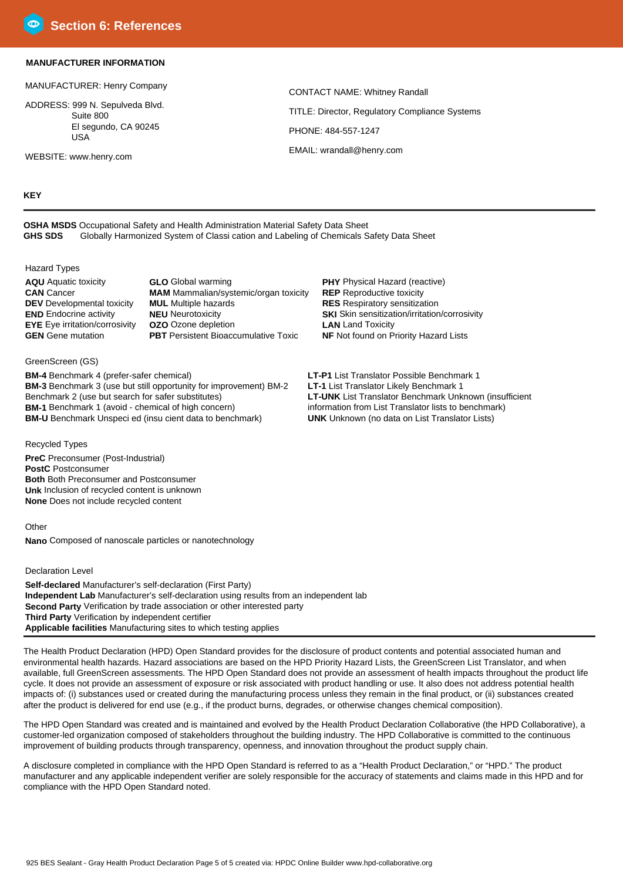# Section 6: References

**MANUFACTURER INFORMATION**

MANUFACTURER: Henry Company

ADDRESS: 999 N. Sepulveda Blvd.
Suite 800
El segundo, CA 90245
USA

WEBSITE: www.henry.com

CONTACT NAME: Whitney Randall

TITLE: Director, Regulatory Compliance Systems

PHONE: 484-557-1247

EMAIL: wrandall@henry.com

**KEY**

**OSHA MSDS** Occupational Safety and Health Administration Material Safety Data Sheet
**GHS SDS** Globally Harmonized System of Classi cation and Labeling of Chemicals Safety Data Sheet

Hazard Types

**AQU** Aquatic toxicity
**CAN** Cancer
**DEV** Developmental toxicity
**END** Endocrine activity
**EYE** Eye irritation/corrosivity
**GEN** Gene mutation
**GLO** Global warming
**MAM** Mammalian/systemic/organ toxicity
**MUL** Multiple hazards
**NEU** Neurotoxicity
**OZO** Ozone depletion
**PBT** Persistent Bioaccumulative Toxic
**PHY** Physical Hazard (reactive)
**REP** Reproductive toxicity
**RES** Respiratory sensitization
**SKI** Skin sensitization/irritation/corrosivity
**LAN** Land Toxicity
**NF** Not found on Priority Hazard Lists

GreenScreen (GS)

**BM-4** Benchmark 4 (prefer-safer chemical)
**BM-3** Benchmark 3 (use but still opportunity for improvement) BM-2 Benchmark 2 (use but search for safer substitutes)
**BM-1** Benchmark 1 (avoid - chemical of high concern)
**BM-U** Benchmark Unspeci ed (insu cient data to benchmark)
**LT-P1** List Translator Possible Benchmark 1
**LT-1** List Translator Likely Benchmark 1
**LT-UNK** List Translator Benchmark Unknown (insufficient information from List Translator lists to benchmark)
**UNK** Unknown (no data on List Translator Lists)

Recycled Types

**PreC** Preconsumer (Post-Industrial)
**PostC** Postconsumer
**Both** Both Preconsumer and Postconsumer
**Unk** Inclusion of recycled content is unknown
**None** Does not include recycled content

Other

**Nano** Composed of nanoscale particles or nanotechnology

Declaration Level

**Self-declared** Manufacturer's self-declaration (First Party)
**Independent Lab** Manufacturer's self-declaration using results from an independent lab
**Second Party** Verification by trade association or other interested party
**Third Party** Verification by independent certifier
**Applicable facilities** Manufacturing sites to which testing applies

The Health Product Declaration (HPD) Open Standard provides for the disclosure of product contents and potential associated human and environmental health hazards. Hazard associations are based on the HPD Priority Hazard Lists, the GreenScreen List Translator, and when available, full GreenScreen assessments. The HPD Open Standard does not provide an assessment of health impacts throughout the product life cycle. It does not provide an assessment of exposure or risk associated with product handling or use. It also does not address potential health impacts of: (i) substances used or created during the manufacturing process unless they remain in the final product, or (ii) substances created after the product is delivered for end use (e.g., if the product burns, degrades, or otherwise changes chemical composition).

The HPD Open Standard was created and is maintained and evolved by the Health Product Declaration Collaborative (the HPD Collaborative), a customer-led organization composed of stakeholders throughout the building industry. The HPD Collaborative is committed to the continuous improvement of building products through transparency, openness, and innovation throughout the product supply chain.

A disclosure completed in compliance with the HPD Open Standard is referred to as a "Health Product Declaration," or "HPD." The product manufacturer and any applicable independent verifier are solely responsible for the accuracy of statements and claims made in this HPD and for compliance with the HPD Open Standard noted.